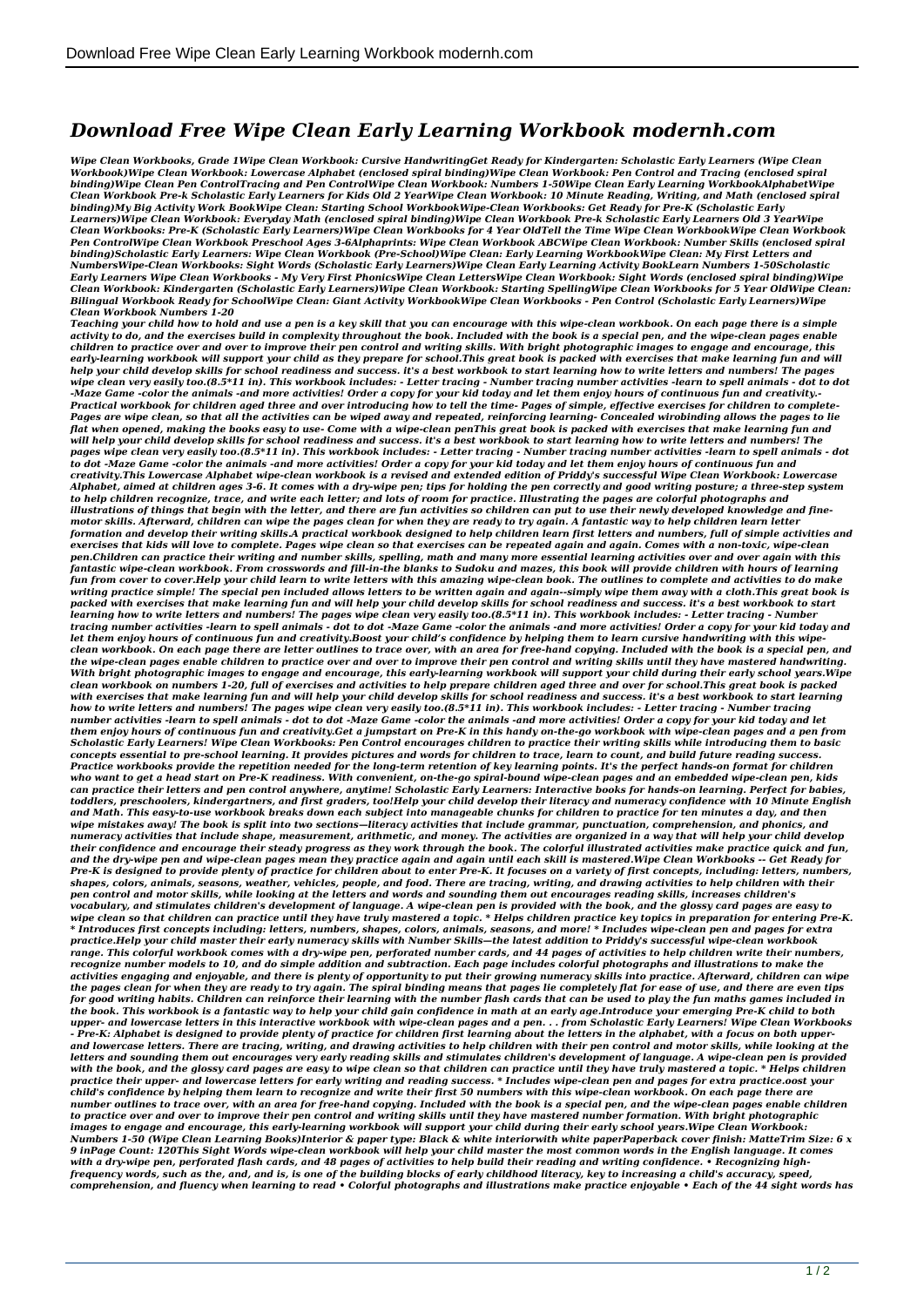# *Download Free Wipe Clean Early Learning Workbook modernh.com*

***Wipe Clean Workbooks, Grade 1Wipe Clean Workbook: Cursive HandwritingGet Ready for Kindergarten: Scholastic Early Learners (Wipe Clean Workbook)Wipe Clean Workbook: Lowercase Alphabet (enclosed spiral binding)Wipe Clean Workbook: Pen Control and Tracing (enclosed spiral binding)Wipe Clean Pen ControlTracing and Pen ControlWipe Clean Workbook: Numbers 1-50Wipe Clean Early Learning WorkbookAlphabetWipe Clean Workbook Pre-k Scholastic Early Learners for Kids Old 2 YearWipe Clean Workbook: 10 Minute Reading, Writing, and Math (enclosed spiral binding)My Big Activity Work BookWipe Clean: Starting School WorkbookWipe-Clean Workbooks: Get Ready for Pre-K (Scholastic Early Learners)Wipe Clean Workbook: Everyday Math (enclosed spiral binding)Wipe Clean Workbook Pre-k Scholastic Early Learners Old 3 YearWipe Clean Workbooks: Pre-K (Scholastic Early Learners)Wipe Clean Workbooks for 4 Year OldTell the Time Wipe Clean WorkbookWipe Clean Workbook Pen ControlWipe Clean Workbook Preschool Ages 3-6Alphaprints: Wipe Clean Workbook ABCWipe Clean Workbook: Number Skills (enclosed spiral binding)Scholastic Early Learners: Wipe Clean Workbook (Pre-School)Wipe Clean: Early Learning WorkbookWipe Clean: My First Letters and NumbersWipe-Clean Workbooks: Sight Words (Scholastic Early Learners)Wipe Clean Early Learning Activity BookLearn Numbers 1-50Scholastic Early Learners Wipe Clean Workbooks - My Very First PhonicsWipe Clean LettersWipe Clean Workbook: Sight Words (enclosed spiral binding)Wipe Clean Workbook: Kindergarten (Scholastic Early Learners)Wipe Clean Workbook: Starting SpellingWipe Clean Workbooks for 5 Year OldWipe Clean: Bilingual Workbook Ready for SchoolWipe Clean: Giant Activity WorkbookWipe Clean Workbooks - Pen Control (Scholastic Early Learners)Wipe Clean Workbook Numbers 1-20***

*Teaching your child how to hold and use a pen is a key skill that you can encourage with this wipe-clean workbook. On each page there is a simple activity to do, and the exercises build in complexity throughout the book. Included with the book is a special pen, and the wipe-clean pages enable children to practice over and over to improve their pen control and writing skills. With bright photographic images to engage and encourage, this early-learning workbook will support your child as they prepare for school.This great book is packed with exercises that make learning fun and will help your child develop skills for school readiness and success. it's a best workbook to start learning how to write letters and numbers! The pages wipe clean very easily too.(8.5*11 in). This workbook includes: - Letter tracing - Number tracing number activities -learn to spell animals - dot to dot -Maze Game -color the animals -and more activities! Order a copy for your kid today and let them enjoy hours of continuous fun and creativity.- Practical workbook for children aged three and over introducing how to tell the time- Pages of simple, effective exercises for children to complete- Pages are wipe clean, so that all the activities can be wiped away and repeated, reinforcing learning- Concealed wirobinding allows the pages to lie flat when opened, making the books easy to use- Come with a wipe-clean penThis great book is packed with exercises that make learning fun and will help your child develop skills for school readiness and success. it's a best workbook to start learning how to write letters and numbers! The pages wipe clean very easily too.(8.5*11 in). This workbook includes: - Letter tracing - Number tracing number activities -learn to spell animals - dot to dot -Maze Game -color the animals -and more activities! Order a copy for your kid today and let them enjoy hours of continuous fun and creativity.This Lowercase Alphabet wipe-clean workbook is a revised and extended edition of Priddy's successful Wipe Clean Workbook: Lowercase Alphabet, aimed at children ages 3-6. It comes with a dry-wipe pen; tips for holding the pen correctly and good writing posture; a three-step system to help children recognize, trace, and write each letter; and lots of room for practice. Illustrating the pages are colorful photographs and illustrations of things that begin with the letter, and there are fun activities so children can put to use their newly developed knowledge and fine-motor skills. Afterward, children can wipe the pages clean for when they are ready to try again. A fantastic way to help children learn letter formation and develop their writing skills.A practical workbook designed to help children learn first letters and numbers, full of simple activities and exercises that kids will love to complete. Pages wipe clean so that exercises can be repeated again and again. Comes with a non-toxic, wipe-clean pen.Children can practice their writing and number skills, spelling, math and many more essential learning activities over and over again with this fantastic wipe-clean workbook. From crosswords and fill-in-the blanks to Sudoku and mazes, this book will provide children with hours of learning fun from cover to cover.Help your child learn to write letters with this amazing wipe-clean book. The outlines to complete and activities to do make writing practice simple! The special pen included allows letters to be written again and again--simply wipe them away with a cloth.This great book is packed with exercises that make learning fun and will help your child develop skills for school readiness and success. it's a best workbook to start learning how to write letters and numbers! The pages wipe clean very easily too.(8.5*11 in). This workbook includes: - Letter tracing - Number tracing number activities -learn to spell animals - dot to dot -Maze Game -color the animals -and more activities! Order a copy for your kid today and let them enjoy hours of continuous fun and creativity.Boost your child's confidence by helping them to learn cursive handwriting with this wipe-clean workbook. On each page there are letter outlines to trace over, with an area for free-hand copying. Included with the book is a special pen, and the wipe-clean pages enable children to practice over and over to improve their pen control and writing skills until they have mastered handwriting. With bright photographic images to engage and encourage, this early-learning workbook will support your child during their early school years.Wipe clean workbook on numbers 1-20, full of exercises and activities to help prepare children aged three and over for school.This great book is packed with exercises that make learning fun and will help your child develop skills for school readiness and success. it's a best workbook to start learning how to write letters and numbers! The pages wipe clean very easily too.(8.5*11 in). This workbook includes: - Letter tracing - Number tracing number activities -learn to spell animals - dot to dot -Maze Game -color the animals -and more activities! Order a copy for your kid today and let them enjoy hours of continuous fun and creativity.Get a jumpstart on Pre-K in this handy on-the-go workbook with wipe-clean pages and a pen from Scholastic Early Learners! Wipe Clean Workbooks: Pen Control encourages children to practice their writing skills while introducing them to basic concepts essential to pre-school learning. It provides pictures and words for children to trace, learn to count, and build future reading success. Practice workbooks provide the repetition needed for the long-term retention of key learning points. It's the perfect hands-on format for children who want to get a head start on Pre-K readiness. With convenient, on-the-go spiral-bound wipe-clean pages and an embedded wipe-clean pen, kids can practice their letters and pen control anywhere, anytime! Scholastic Early Learners: Interactive books for hands-on learning. Perfect for babies, toddlers, preschoolers, kindergartners, and first graders, too!Help your child develop their literacy and numeracy confidence with 10 Minute English and Math. This easy-to-use workbook breaks down each subject into manageable chunks for children to practice for ten minutes a day, and then wipe mistakes away! The book is split into two sections—literacy activities that include grammar, punctuation, comprehension, and phonics, and numeracy activities that include shape, measurement, arithmetic, and money. The activities are organized in a way that will help your child develop their confidence and encourage their steady progress as they work through the book. The colorful illustrated activities make practice quick and fun, and the dry-wipe pen and wipe-clean pages mean they practice again and again until each skill is mastered.Wipe Clean Workbooks -- Get Ready for Pre-K is designed to provide plenty of practice for children about to enter Pre-K. It focuses on a variety of first concepts, including: letters, numbers, shapes, colors, animals, seasons, weather, vehicles, people, and food. There are tracing, writing, and drawing activities to help children with their pen control and motor skills, while looking at the letters and words and sounding them out encourages reading skills, increases children's vocabulary, and stimulates children's development of language. A wipe-clean pen is provided with the book, and the glossy card pages are easy to wipe clean so that children can practice until they have truly mastered a topic. * Helps children practice key topics in preparation for entering Pre-K. * Introduces first concepts including: letters, numbers, shapes, colors, animals, seasons, and more! * Includes wipe-clean pen and pages for extra practice.Help your child master their early numeracy skills with Number Skills—the latest addition to Priddy's successful wipe-clean workbook range. This colorful workbook comes with a dry-wipe pen, perforated number cards, and 44 pages of activities to help children write their numbers, recognize number models to 10, and do simple addition and subtraction. Each page includes colorful photographs and illustrations to make the activities engaging and enjoyable, and there is plenty of opportunity to put their growing numeracy skills into practice. Afterward, children can wipe the pages clean for when they are ready to try again. The spiral binding means that pages lie completely flat for ease of use, and there are even tips for good writing habits. Children can reinforce their learning with the number flash cards that can be used to play the fun maths games included in the book. This workbook is a fantastic way to help your child gain confidence in math at an early age.Introduce your emerging Pre-K child to both upper- and lowercase letters in this interactive workbook with wipe-clean pages and a pen. . . from Scholastic Early Learners! Wipe Clean Workbooks - Pre-K: Alphabet is designed to provide plenty of practice for children first learning about the letters in the alphabet, with a focus on both upper- and lowercase letters. There are tracing, writing, and drawing activities to help children with their pen control and motor skills, while looking at the letters and sounding them out encourages very early reading skills and stimulates children's development of language. A wipe-clean pen is provided with the book, and the glossy card pages are easy to wipe clean so that children can practice until they have truly mastered a topic. * Helps children practice their upper- and lowercase letters for early writing and reading success. * Includes wipe-clean pen and pages for extra practice.oost your child's confidence by helping them learn to recognize and write their first 50 numbers with this wipe-clean workbook. On each page there are number outlines to trace over, with an area for free-hand copying. Included with the book is a special pen, and the wipe-clean pages enable children to practice over and over to improve their pen control and writing skills until they have mastered number formation. With bright photographic images to engage and encourage, this early-learning workbook will support your child during their early school years.Wipe Clean Workbook: Numbers 1-50 (Wipe Clean Learning Books)Interior & paper type: Black & white interiorwith white paperPaperback cover finish: MatteTrim Size: 6 x 9 inPage Count: 120This Sight Words wipe-clean workbook will help your child master the most common words in the English language. It comes with a dry-wipe pen, perforated flash cards, and 48 pages of activities to help build their reading and writing confidence. • Recognizing high-frequency words, such as the, and, and is, is one of the building blocks of early childhood literacy, key to increasing a child's accuracy, speed, comprehension, and fluency when learning to read • Colorful photographs and illustrations make practice enjoyable • Each of the 44 sight words has*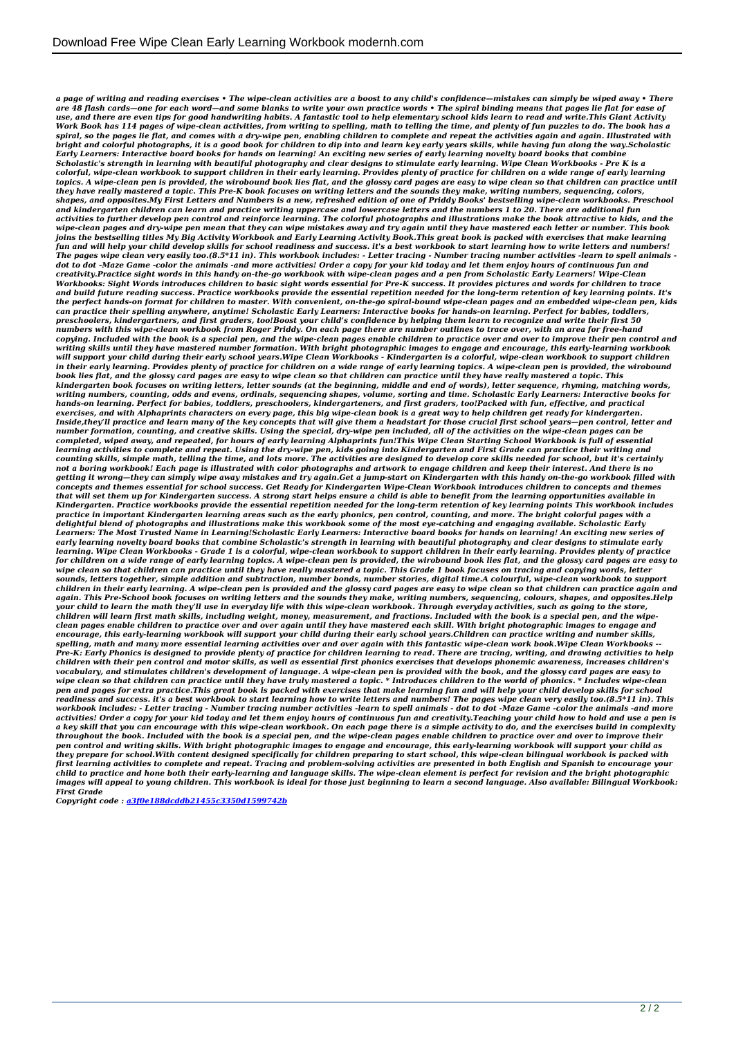*a page of writing and reading exercises • The wipe-clean activities are a boost to any child's confidence—mistakes can simply be wiped away • There are 48 flash cards—one for each word—and some blanks to write your own practice words • The spiral binding means that pages lie flat for ease of use, and there are even tips for good handwriting habits. A fantastic tool to help elementary school kids learn to read and write.This Giant Activity Work Book has 114 pages of wipe-clean activities, from writing to spelling, math to telling the time, and plenty of fun puzzles to do. The book has a spiral, so the pages lie flat, and comes with a dry-wipe pen, enabling children to complete and repeat the activities again and again. Illustrated with bright and colorful photographs, it is a good book for children to dip into and learn key early years skills, while having fun along the way.Scholastic Early Learners: Interactive board books for hands on learning! An exciting new series of early learning novelty board books that combine Scholastic's strength in learning with beautiful photography and clear designs to stimulate early learning. Wipe Clean Workbooks - Pre K is a colorful, wipe-clean workbook to support children in their early learning. Provides plenty of practice for children on a wide range of early learning topics. A wipe-clean pen is provided, the wirobound book lies flat, and the glossy card pages are easy to wipe clean so that children can practice until they have really mastered a topic. This Pre-K book focuses on writing letters and the sounds they make, writing numbers, sequencing, colors, shapes, and opposites.My First Letters and Numbers is a new, refreshed edition of one of Priddy Books' bestselling wipe-clean workbooks. Preschool and kindergarten children can learn and practice writing uppercase and lowercase letters and the numbers 1 to 20. There are additional fun activities to further develop pen control and reinforce learning. The colorful photographs and illustrations make the book attractive to kids, and the wipe-clean pages and dry-wipe pen mean that they can wipe mistakes away and try again until they have mastered each letter or number. This book joins the bestselling titles My Big Activity Workbook and Early Learning Activity Book.This great book is packed with exercises that make learning fun and will help your child develop skills for school readiness and success. it's a best workbook to start learning how to write letters and numbers! The pages wipe clean very easily too.(8.5*11 in). This workbook includes: - Letter tracing - Number tracing number activities -learn to spell animals - dot to dot -Maze Game -color the animals -and more activities! Order a copy for your kid today and let them enjoy hours of continuous fun and creativity.Practice sight words in this handy on-the-go workbook with wipe-clean pages and a pen from Scholastic Early Learners! Wipe-Clean Workbooks: Sight Words introduces children to basic sight words essential for Pre-K success. It provides pictures and words for children to trace and build future reading success. Practice workbooks provide the essential repetition needed for the long-term retention of key learning points. It's the perfect hands-on format for children to master. With convenient, on-the-go spiral-bound wipe-clean pages and an embedded wipe-clean pen, kids can practice their spelling anywhere, anytime! Scholastic Early Learners: Interactive books for hands-on learning. Perfect for babies, toddlers, preschoolers, kindergartners, and first graders, too!Boost your child's confidence by helping them learn to recognize and write their first 50 numbers with this wipe-clean workbook from Roger Priddy. On each page there are number outlines to trace over, with an area for free-hand copying. Included with the book is a special pen, and the wipe-clean pages enable children to practice over and over to improve their pen control and writing skills until they have mastered number formation. With bright photographic images to engage and encourage, this early-learning workbook will support your child during their early school years.Wipe Clean Workbooks - Kindergarten is a colorful, wipe-clean workbook to support children in their early learning. Provides plenty of practice for children on a wide range of early learning topics. A wipe-clean pen is provided, the wirobound book lies flat, and the glossy card pages are easy to wipe clean so that children can practice until they have really mastered a topic. This kindergarten book focuses on writing letters, letter sounds (at the beginning, middle and end of words), letter sequence, rhyming, matching words, writing numbers, counting, odds and evens, ordinals, sequencing shapes, volume, sorting and time. Scholastic Early Learners: Interactive books for hands-on learning. Perfect for babies, toddlers, preschoolers, kindergarteners, and first graders, too!Packed with fun, effective, and practical exercises, and with Alphaprints characters on every page, this big wipe-clean book is a great way to help children get ready for kindergarten. Inside,they'll practice and learn many of the key concepts that will give them a headstart for those crucial first school years—pen control, letter and number formation, counting, and creative skills. Using the special, dry-wipe pen included, all of the activities on the wipe-clean pages can be completed, wiped away, and repeated, for hours of early learning Alphaprints fun!This Wipe Clean Starting School Workbook is full of essential learning activities to complete and repeat. Using the dry-wipe pen, kids going into Kindergarten and First Grade can practice their writing and counting skills, simple math, telling the time, and lots more. The activities are designed to develop core skills needed for school, but it's certainly not a boring workbook! Each page is illustrated with color photographs and artwork to engage children and keep their interest. And there is no getting it wrong—they can simply wipe away mistakes and try again.Get a jump-start on Kindergarten with this handy on-the-go workbook filled with concepts and themes essential for school success. Get Ready for Kindergarten Wipe-Clean Workbook introduces children to concepts and themes that will set them up for Kindergarten success. A strong start helps ensure a child is able to benefit from the learning opportunities available in Kindergarten. Practice workbooks provide the essential repetition needed for the long-term retention of key learning points This workbook includes practice in important Kindergarten learning areas such as the early phonics, pen control, counting, and more. The bright colorful pages with a delightful blend of photographs and illustrations make this workbook some of the most eye-catching and engaging available. Scholastic Early Learners: The Most Trusted Name in Learning!Scholastic Early Learners: Interactive board books for hands on learning! An exciting new series of early learning novelty board books that combine Scholastic's strength in learning with beautiful photography and clear designs to stimulate early learning. Wipe Clean Workbooks - Grade 1 is a colorful, wipe-clean workbook to support children in their early learning. Provides plenty of practice for children on a wide range of early learning topics. A wipe-clean pen is provided, the wirobound book lies flat, and the glossy card pages are easy to wipe clean so that children can practice until they have really mastered a topic. This Grade 1 book focuses on tracing and copying words, letter sounds, letters together, simple addition and subtraction, number bonds, number stories, digital time.A colourful, wipe-clean workbook to support children in their early learning. A wipe-clean pen is provided and the glossy card pages are easy to wipe clean so that children can practice again and again. This Pre-School book focuses on writing letters and the sounds they make, writing numbers, sequencing, colours, shapes, and opposites.Help your child to learn the math they'll use in everyday life with this wipe-clean workbook. Through everyday activities, such as going to the store, children will learn first math skills, including weight, money, measurement, and fractions. Included with the book is a special pen, and the wipe-clean pages enable children to practice over and over again until they have mastered each skill. With bright photographic images to engage and encourage, this early-learning workbook will support your child during their early school years.Children can practice writing and number skills, spelling, math and many more essential learning activities over and over again with this fantastic wipe-clean work book.Wipe Clean Workbooks -- Pre-K: Early Phonics is designed to provide plenty of practice for children learning to read. There are tracing, writing, and drawing activities to help children with their pen control and motor skills, as well as essential first phonics exercises that develops phonemic awareness, increases children's vocabulary, and stimulates children's development of language. A wipe-clean pen is provided with the book, and the glossy card pages are easy to wipe clean so that children can practice until they have truly mastered a topic. * Introduces children to the world of phonics. * Includes wipe-clean pen and pages for extra practice.This great book is packed with exercises that make learning fun and will help your child develop skills for school readiness and success. it's a best workbook to start learning how to write letters and numbers! The pages wipe clean very easily too.(8.5*11 in). This workbook includes: - Letter tracing - Number tracing number activities -learn to spell animals - dot to dot -Maze Game -color the animals -and more activities! Order a copy for your kid today and let them enjoy hours of continuous fun and creativity.Teaching your child how to hold and use a pen is a key skill that you can encourage with this wipe-clean workbook. On each page there is a simple activity to do, and the exercises build in complexity throughout the book. Included with the book is a special pen, and the wipe-clean pages enable children to practice over and over to improve their pen control and writing skills. With bright photographic images to engage and encourage, this early-learning workbook will support your child as they prepare for school.With content designed specifically for children preparing to start school, this wipe-clean bilingual workbook is packed with first learning activities to complete and repeat. Tracing and problem-solving activities are presented in both English and Spanish to encourage your child to practice and hone both their early-learning and language skills. The wipe-clean element is perfect for revision and the bright photographic images will appeal to young children. This workbook is ideal for those just beginning to learn a second language. Also available: Bilingual Workbook: First Grade*

***Copyright code : [a3f0e188dcddb21455c3350d1599742b](a3f0e188dcddb21455c3350d1599742b)***